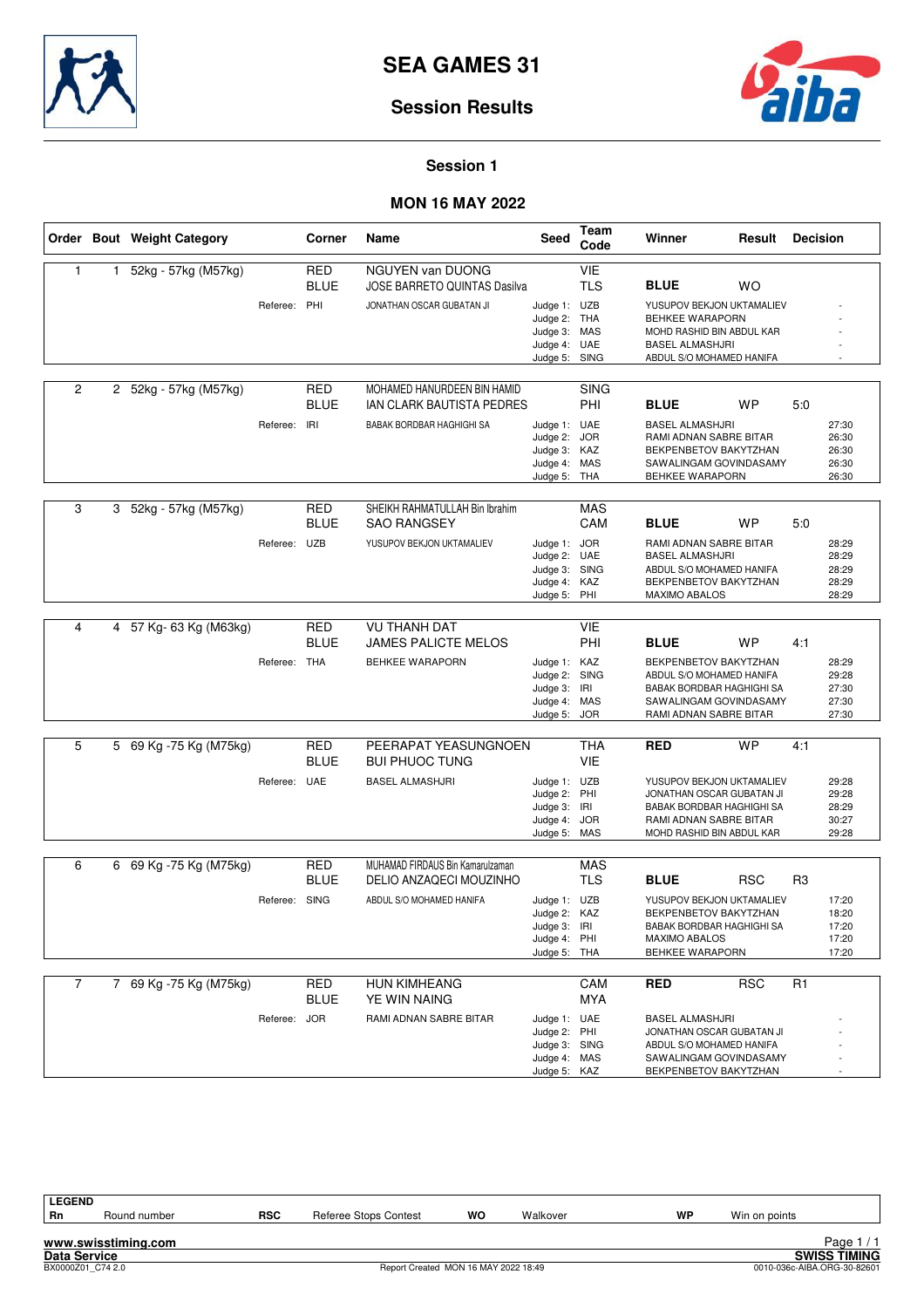# SEA GAMES 31

## Session Results

### Session 1

### MON 16 MAY 2022

| Order | Bout | Weight Category | Corner | Name | Seed | Team Code | Winner | Result | Decision |
|---|---|---|---|---|---|---|---|---|---|
| 1 | 1 | 52kg - 57kg (M57kg) | RED | NGUYEN van DUONG | | VIE | | | |
| | | | BLUE | JOSE BARRETO QUINTAS Dasilva | | TLS | **BLUE** | WO | |
| | | Referee: | PHI | JONATHAN OSCAR GUBATAN JI | Judge 1: | UZB | YUSUPOV BEKJON UKTAMALIEV | | - |
| | | | | | Judge 2: | THA | BEHKEE WARAPORN | | - |
| | | | | | Judge 3: | MAS | MOHD RASHID BIN ABDUL KAR | | - |
| | | | | | Judge 4: | UAE | BASEL ALMASHJRI | | - |
| | | | | | Judge 5: | SING | ABDUL S/O MOHAMED HANIFA | | - |
| 2 | 2 | 52kg - 57kg (M57kg) | RED | MOHAMED HANURDEEN BIN HAMID | | SING | | | |
| | | | BLUE | IAN CLARK BAUTISTA PEDRES | | PHI | **BLUE** | WP | 5:0 |
| | | Referee: | IRI | BABAK BORDBAR HAGHIGHI SA | Judge 1: | UAE | BASEL ALMASHJRI | | 27:30 |
| | | | | | Judge 2: | JOR | RAMI ADNAN SABRE BITAR | | 26:30 |
| | | | | | Judge 3: | KAZ | BEKPENBETOV BAKYTZHAN | | 26:30 |
| | | | | | Judge 4: | MAS | SAWALINGAM GOVINDASAMY | | 26:30 |
| | | | | | Judge 5: | THA | BEHKEE WARAPORN | | 26:30 |
| 3 | 3 | 52kg - 57kg (M57kg) | RED | SHEIKH RAHMATULLAH Bin Ibrahim | | MAS | | | |
| | | | BLUE | SAO RANGSEY | | CAM | **BLUE** | WP | 5:0 |
| | | Referee: | UZB | YUSUPOV BEKJON UKTAMALIEV | Judge 1: | JOR | RAMI ADNAN SABRE BITAR | | 28:29 |
| | | | | | Judge 2: | UAE | BASEL ALMASHJRI | | 28:29 |
| | | | | | Judge 3: | SING | ABDUL S/O MOHAMED HANIFA | | 28:29 |
| | | | | | Judge 4: | KAZ | BEKPENBETOV BAKYTZHAN | | 28:29 |
| | | | | | Judge 5: | PHI | MAXIMO ABALOS | | 28:29 |
| 4 | 4 | 57 Kg- 63 Kg (M63kg) | RED | VU THANH DAT | | VIE | | | |
| | | | BLUE | JAMES PALICTE MELOS | | PHI | **BLUE** | WP | 4:1 |
| | | Referee: | THA | BEHKEE WARAPORN | Judge 1: | KAZ | BEKPENBETOV BAKYTZHAN | | 28:29 |
| | | | | | Judge 2: | SING | ABDUL S/O MOHAMED HANIFA | | 29:28 |
| | | | | | Judge 3: | IRI | BABAK BORDBAR HAGHIGHI SA | | 27:30 |
| | | | | | Judge 4: | MAS | SAWALINGAM GOVINDASAMY | | 27:30 |
| | | | | | Judge 5: | JOR | RAMI ADNAN SABRE BITAR | | 27:30 |
| 5 | 5 | 69 Kg -75 Kg (M75kg) | RED | PEERAPAT YEASUNGNOEN | | THA | **RED** | WP | 4:1 |
| | | | BLUE | BUI PHUOC TUNG | | VIE | | | |
| | | Referee: | UAE | BASEL ALMASHJRI | Judge 1: | UZB | YUSUPOV BEKJON UKTAMALIEV | | 29:28 |
| | | | | | Judge 2: | PHI | JONATHAN OSCAR GUBATAN JI | | 29:28 |
| | | | | | Judge 3: | IRI | BABAK BORDBAR HAGHIGHI SA | | 28:29 |
| | | | | | Judge 4: | JOR | RAMI ADNAN SABRE BITAR | | 30:27 |
| | | | | | Judge 5: | MAS | MOHD RASHID BIN ABDUL KAR | | 29:28 |
| 6 | 6 | 69 Kg -75 Kg (M75kg) | RED | MUHAMAD FIRDAUS Bin Kamarulzaman | | MAS | | | |
| | | | BLUE | DELIO ANZAQECI MOUZINHO | | TLS | **BLUE** | RSC | R3 |
| | | Referee: | SING | ABDUL S/O MOHAMED HANIFA | Judge 1: | UZB | YUSUPOV BEKJON UKTAMALIEV | | 17:20 |
| | | | | | Judge 2: | KAZ | BEKPENBETOV BAKYTZHAN | | 18:20 |
| | | | | | Judge 3: | IRI | BABAK BORDBAR HAGHIGHI SA | | 17:20 |
| | | | | | Judge 4: | PHI | MAXIMO ABALOS | | 17:20 |
| | | | | | Judge 5: | THA | BEHKEE WARAPORN | | 17:20 |
| 7 | 7 | 69 Kg -75 Kg (M75kg) | RED | HUN KIMHEANG | | CAM | **RED** | RSC | R1 |
| | | | BLUE | YE WIN NAING | | MYA | | | |
| | | Referee: | JOR | RAMI ADNAN SABRE BITAR | Judge 1: | UAE | BASEL ALMASHJRI | | - |
| | | | | | Judge 2: | PHI | JONATHAN OSCAR GUBATAN JI | | - |
| | | | | | Judge 3: | SING | ABDUL S/O MOHAMED HANIFA | | - |
| | | | | | Judge 4: | MAS | SAWALINGAM GOVINDASAMY | | - |
| | | | | | Judge 5: | KAZ | BEKPENBETOV BAKYTZHAN | | - |

**LEGEND**

| | | | | | | | |
|---|---|---|---|---|---|---|---|
| **Rn** | Round number | **RSC** | Referee Stops Contest | **WO** | Walkover | **WP** | Win on points |

www.swisstiming.com
Data Service — SWISS TIMING
BX0000Z01_C74 2.0 — Report Created MON 16 MAY 2022 18:49 — 0010-036c-AIBA.ORG-30-82601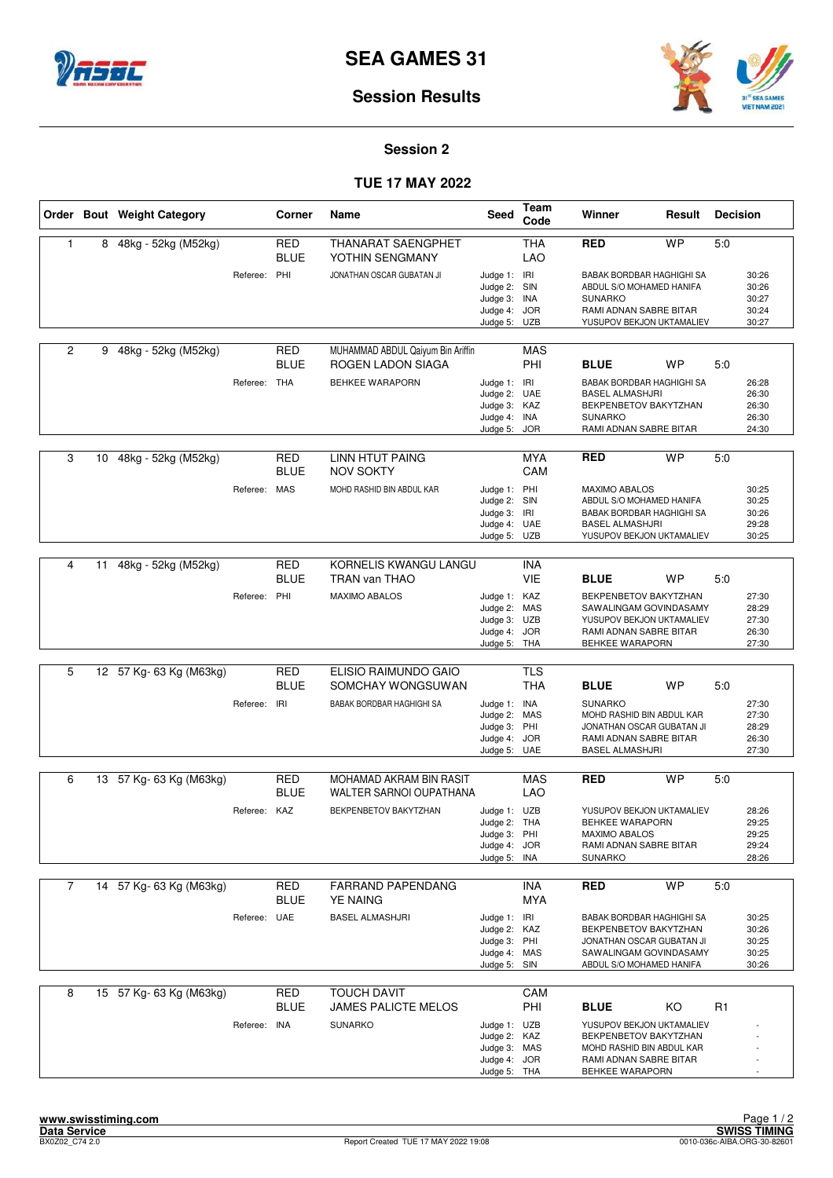# SEA GAMES 31

## Session Results

### Session 2

### TUE 17 MAY 2022

| Order | Bout | Weight Category | Corner | Name | Seed | Team Code | Winner | Result | Decision |
|---|---|---|---|---|---|---|---|---|---|
| 1 | 8 | 48kg - 52kg (M52kg) | RED | THANARAT SAENGPHET | | THA | RED | WP | 5:0 |
| | | | BLUE | YOTHIN SENGMANY | | LAO | | | |
| | | Referee: PHI | | JONATHAN OSCAR GUBATAN JI | Judge 1: | IRI | BABAK BORDBAR HAGHIGHI SA | | 30:26 |
| | | | | | Judge 2: | SIN | ABDUL S/O MOHAMED HANIFA | | 30:26 |
| | | | | | Judge 3: | INA | SUNARKO | | 30:27 |
| | | | | | Judge 4: | JOR | RAMI ADNAN SABRE BITAR | | 30:24 |
| | | | | | Judge 5: | UZB | YUSUPOV BEKJON UKTAMALIEV | | 30:27 |
| 2 | 9 | 48kg - 52kg (M52kg) | RED | MUHAMMAD ABDUL Qaiyum Bin Ariffin | | MAS | | | |
| | | | BLUE | ROGEN LADON SIAGA | | PHI | BLUE | WP | 5:0 |
| | | Referee: THA | | BEHKEE WARAPORN | Judge 1: | IRI | BABAK BORDBAR HAGHIGHI SA | | 26:28 |
| | | | | | Judge 2: | UAE | BASEL ALMASHJRI | | 26:30 |
| | | | | | Judge 3: | KAZ | BEKPENBETOV BAKYTZHAN | | 26:30 |
| | | | | | Judge 4: | INA | SUNARKO | | 26:30 |
| | | | | | Judge 5: | JOR | RAMI ADNAN SABRE BITAR | | 24:30 |
| 3 | 10 | 48kg - 52kg (M52kg) | RED | LINN HTUT PAING | | MYA | RED | WP | 5:0 |
| | | | BLUE | NOV SOKTY | | CAM | | | |
| | | Referee: MAS | | MOHD RASHID BIN ABDUL KAR | Judge 1: | PHI | MAXIMO ABALOS | | 30:25 |
| | | | | | Judge 2: | SIN | ABDUL S/O MOHAMED HANIFA | | 30:25 |
| | | | | | Judge 3: | IRI | BABAK BORDBAR HAGHIGHI SA | | 30:26 |
| | | | | | Judge 4: | UAE | BASEL ALMASHJRI | | 29:28 |
| | | | | | Judge 5: | UZB | YUSUPOV BEKJON UKTAMALIEV | | 30:25 |
| 4 | 11 | 48kg - 52kg (M52kg) | RED | KORNELIS KWANGU LANGU | | INA | | | |
| | | | BLUE | TRAN van THAO | | VIE | BLUE | WP | 5:0 |
| | | Referee: PHI | | MAXIMO ABALOS | Judge 1: | KAZ | BEKPENBETOV BAKYTZHAN | | 27:30 |
| | | | | | Judge 2: | MAS | SAWALINGAM GOVINDASAMY | | 28:29 |
| | | | | | Judge 3: | UZB | YUSUPOV BEKJON UKTAMALIEV | | 27:30 |
| | | | | | Judge 4: | JOR | RAMI ADNAN SABRE BITAR | | 26:30 |
| | | | | | Judge 5: | THA | BEHKEE WARAPORN | | 27:30 |
| 5 | 12 | 57 Kg- 63 Kg (M63kg) | RED | ELISIO RAIMUNDO GAIO | | TLS | | | |
| | | | BLUE | SOMCHAY WONGSUWAN | | THA | BLUE | WP | 5:0 |
| | | Referee: IRI | | BABAK BORDBAR HAGHIGHI SA | Judge 1: | INA | SUNARKO | | 27:30 |
| | | | | | Judge 2: | MAS | MOHD RASHID BIN ABDUL KAR | | 27:30 |
| | | | | | Judge 3: | PHI | JONATHAN OSCAR GUBATAN JI | | 28:29 |
| | | | | | Judge 4: | JOR | RAMI ADNAN SABRE BITAR | | 26:30 |
| | | | | | Judge 5: | UAE | BASEL ALMASHJRI | | 27:30 |
| 6 | 13 | 57 Kg- 63 Kg (M63kg) | RED | MOHAMAD AKRAM BIN RASIT | | MAS | RED | WP | 5:0 |
| | | | BLUE | WALTER SARNOI OUPATHANA | | LAO | | | |
| | | Referee: KAZ | | BEKPENBETOV BAKYTZHAN | Judge 1: | UZB | YUSUPOV BEKJON UKTAMALIEV | | 28:26 |
| | | | | | Judge 2: | THA | BEHKEE WARAPORN | | 29:25 |
| | | | | | Judge 3: | PHI | MAXIMO ABALOS | | 29:25 |
| | | | | | Judge 4: | JOR | RAMI ADNAN SABRE BITAR | | 29:24 |
| | | | | | Judge 5: | INA | SUNARKO | | 28:26 |
| 7 | 14 | 57 Kg- 63 Kg (M63kg) | RED | FARRAND PAPENDANG | | INA | RED | WP | 5:0 |
| | | | BLUE | YE NAING | | MYA | | | |
| | | Referee: UAE | | BASEL ALMASHJRI | Judge 1: | IRI | BABAK BORDBAR HAGHIGHI SA | | 30:25 |
| | | | | | Judge 2: | KAZ | BEKPENBETOV BAKYTZHAN | | 30:26 |
| | | | | | Judge 3: | PHI | JONATHAN OSCAR GUBATAN JI | | 30:25 |
| | | | | | Judge 4: | MAS | SAWALINGAM GOVINDASAMY | | 30:25 |
| | | | | | Judge 5: | SIN | ABDUL S/O MOHAMED HANIFA | | 30:26 |
| 8 | 15 | 57 Kg- 63 Kg (M63kg) | RED | TOUCH DAVIT | | CAM | | | |
| | | | BLUE | JAMES PALICTE MELOS | | PHI | BLUE | KO | R1 |
| | | Referee: INA | | SUNARKO | Judge 1: | UZB | YUSUPOV BEKJON UKTAMALIEV | | - |
| | | | | | Judge 2: | KAZ | BEKPENBETOV BAKYTZHAN | | - |
| | | | | | Judge 3: | MAS | MOHD RASHID BIN ABDUL KAR | | - |
| | | | | | Judge 4: | JOR | RAMI ADNAN SABRE BITAR | | - |
| | | | | | Judge 5: | THA | BEHKEE WARAPORN | | - |

www.swisstiming.com
Data Service
BX0Z02_C74 2.0

Report Created TUE 17 MAY 2022 19:08

SWISS TIMING
0010-036c-AIBA.ORG-30-82601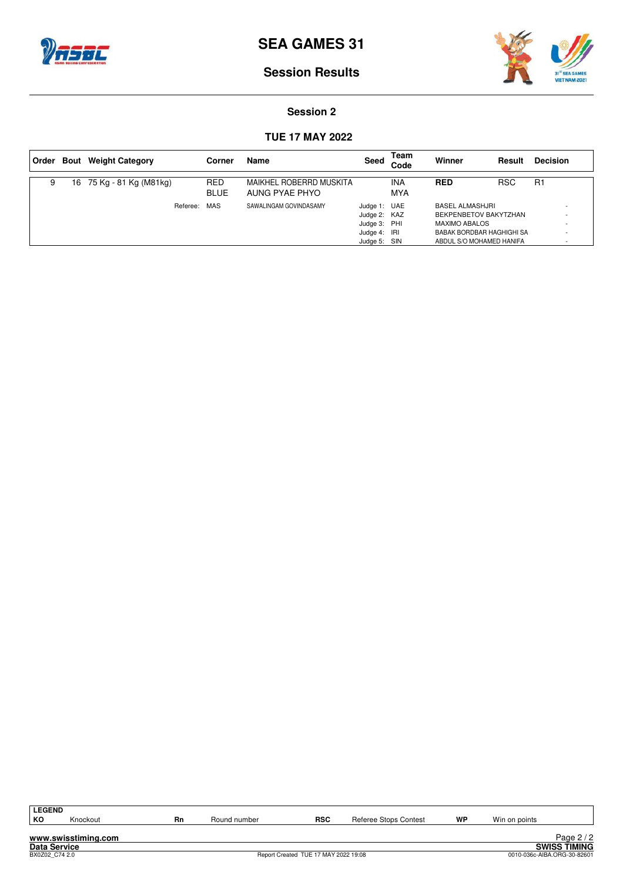# SEA GAMES 31

## Session Results

### Session 2

### TUE 17 MAY 2022

| Order | Bout | Weight Category | Corner | Name | Seed | Team Code | Winner | Result | Decision |
|---|---|---|---|---|---|---|---|---|---|
| 9 | 16 | 75 Kg - 81 Kg (M81kg) | RED | MAIKHEL ROBERRD MUSKITA | | INA | **RED** | RSC | R1 |
| | | | BLUE | AUNG PYAE PHYO | | MYA | | | |
| | | Referee: | MAS | SAWALINGAM GOVINDASAMY | Judge 1: | UAE | BASEL ALMASHJRI | | - |
| | | | | | Judge 2: | KAZ | BEKPENBETOV BAKYTZHAN | | - |
| | | | | | Judge 3: | PHI | MAXIMO ABALOS | | - |
| | | | | | Judge 4: | IRI | BABAK BORDBAR HAGHIGHI SA | | - |
| | | | | | Judge 5: | SIN | ABDUL S/O MOHAMED HANIFA | | - |

**LEGEND**

| | | | | | | | |
|---|---|---|---|---|---|---|---|
| **KO** | Knockout | **Rn** | Round number | **RSC** | Referee Stops Contest | **WP** | Win on points |

www.swisstiming.com

Data Service

BX0Z02_C74 2.0 — Report Created TUE 17 MAY 2022 19:08

SWISS TIMING

0010-036c-AIBA.ORG-30-82601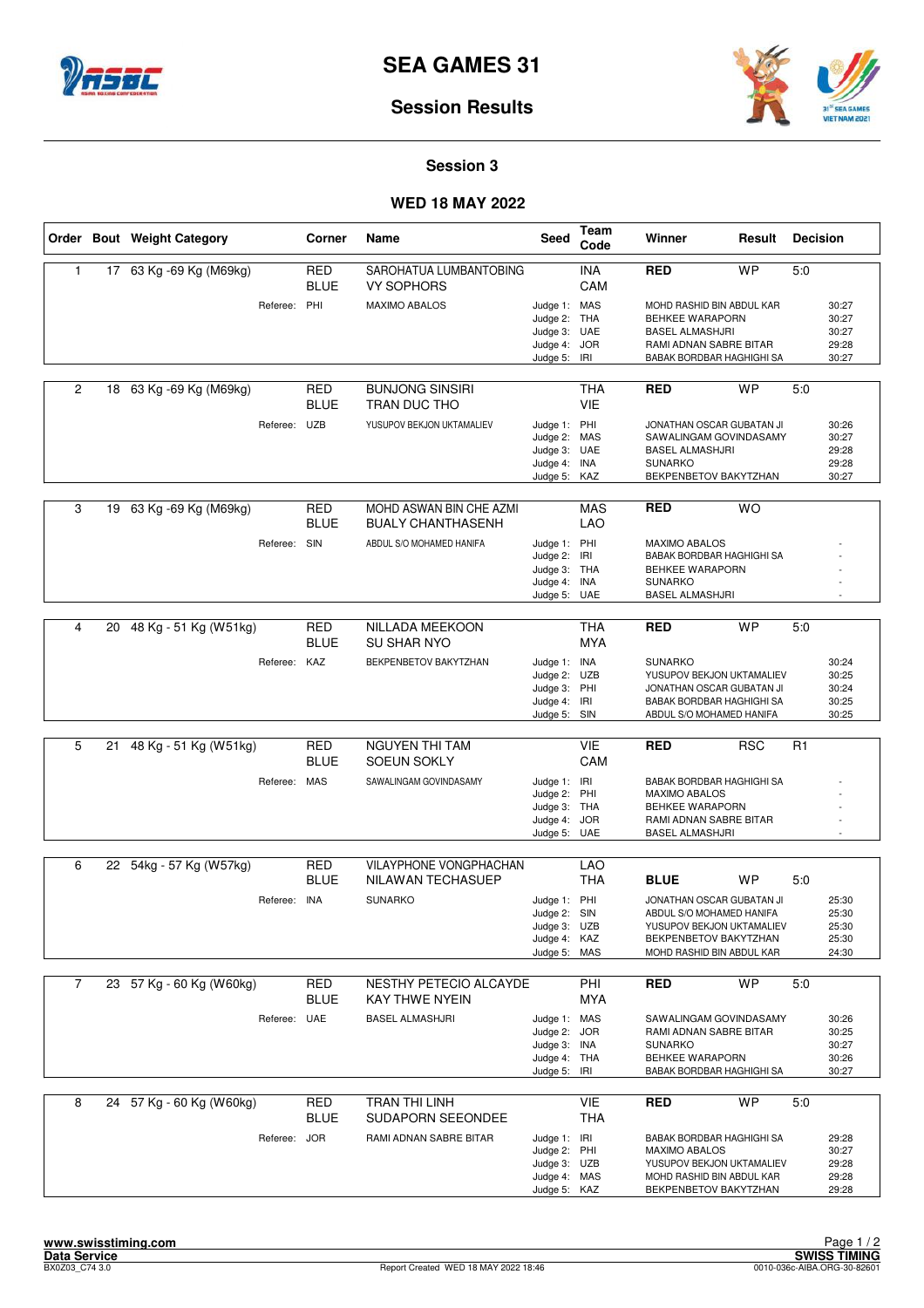# SEA GAMES 31

## Session Results

### Session 3

### WED 18 MAY 2022

| Order | Bout | Weight Category | Corner | Name | Seed | Team Code | Winner | Result | Decision |
|---|---|---|---|---|---|---|---|---|---|
| 1 | 17 | 63 Kg -69 Kg (M69kg) | RED | SAROHATUA LUMBANTOBING | | INA | RED | WP | 5:0 |
| | | | BLUE | VY SOPHORS | | CAM | | | |
| | | Referee: | PHI | MAXIMO ABALOS | Judge 1: | MAS | MOHD RASHID BIN ABDUL KAR | | 30:27 |
| | | | | | Judge 2: | THA | BEHKEE WARAPORN | | 30:27 |
| | | | | | Judge 3: | UAE | BASEL ALMASHJRI | | 30:27 |
| | | | | | Judge 4: | JOR | RAMI ADNAN SABRE BITAR | | 29:28 |
| | | | | | Judge 5: | IRI | BABAK BORDBAR HAGHIGHI SA | | 30:27 |
| 2 | 18 | 63 Kg -69 Kg (M69kg) | RED | BUNJONG SINSIRI | | THA | RED | WP | 5:0 |
| | | | BLUE | TRAN DUC THO | | VIE | | | |
| | | Referee: | UZB | YUSUPOV BEKJON UKTAMALIEV | Judge 1: | PHI | JONATHAN OSCAR GUBATAN JI | | 30:26 |
| | | | | | Judge 2: | MAS | SAWALINGAM GOVINDASAMY | | 30:27 |
| | | | | | Judge 3: | UAE | BASEL ALMASHJRI | | 29:28 |
| | | | | | Judge 4: | INA | SUNARKO | | 29:28 |
| | | | | | Judge 5: | KAZ | BEKPENBETOV BAKYTZHAN | | 30:27 |
| 3 | 19 | 63 Kg -69 Kg (M69kg) | RED | MOHD ASWAN BIN CHE AZMI | | MAS | RED | WO | |
| | | | BLUE | BUALY CHANTHASENH | | LAO | | | |
| | | Referee: | SIN | ABDUL S/O MOHAMED HANIFA | Judge 1: | PHI | MAXIMO ABALOS | | - |
| | | | | | Judge 2: | IRI | BABAK BORDBAR HAGHIGHI SA | | - |
| | | | | | Judge 3: | THA | BEHKEE WARAPORN | | - |
| | | | | | Judge 4: | INA | SUNARKO | | - |
| | | | | | Judge 5: | UAE | BASEL ALMASHJRI | | - |
| 4 | 20 | 48 Kg - 51 Kg (W51kg) | RED | NILLADA MEEKOON | | THA | RED | WP | 5:0 |
| | | | BLUE | SU SHAR NYO | | MYA | | | |
| | | Referee: | KAZ | BEKPENBETOV BAKYTZHAN | Judge 1: | INA | SUNARKO | | 30:24 |
| | | | | | Judge 2: | UZB | YUSUPOV BEKJON UKTAMALIEV | | 30:25 |
| | | | | | Judge 3: | PHI | JONATHAN OSCAR GUBATAN JI | | 30:24 |
| | | | | | Judge 4: | IRI | BABAK BORDBAR HAGHIGHI SA | | 30:25 |
| | | | | | Judge 5: | SIN | ABDUL S/O MOHAMED HANIFA | | 30:25 |
| 5 | 21 | 48 Kg - 51 Kg (W51kg) | RED | NGUYEN THI TAM | | VIE | RED | RSC | R1 |
| | | | BLUE | SOEUN SOKLY | | CAM | | | |
| | | Referee: | MAS | SAWALINGAM GOVINDASAMY | Judge 1: | IRI | BABAK BORDBAR HAGHIGHI SA | | - |
| | | | | | Judge 2: | PHI | MAXIMO ABALOS | | - |
| | | | | | Judge 3: | THA | BEHKEE WARAPORN | | - |
| | | | | | Judge 4: | JOR | RAMI ADNAN SABRE BITAR | | - |
| | | | | | Judge 5: | UAE | BASEL ALMASHJRI | | - |
| 6 | 22 | 54kg - 57 Kg (W57kg) | RED | VILAYPHONE VONGPHACHAN | | LAO | | | |
| | | | BLUE | NILAWAN TECHASUEP | | THA | BLUE | WP | 5:0 |
| | | Referee: | INA | SUNARKO | Judge 1: | PHI | JONATHAN OSCAR GUBATAN JI | | 25:30 |
| | | | | | Judge 2: | SIN | ABDUL S/O MOHAMED HANIFA | | 25:30 |
| | | | | | Judge 3: | UZB | YUSUPOV BEKJON UKTAMALIEV | | 25:30 |
| | | | | | Judge 4: | KAZ | BEKPENBETOV BAKYTZHAN | | 25:30 |
| | | | | | Judge 5: | MAS | MOHD RASHID BIN ABDUL KAR | | 24:30 |
| 7 | 23 | 57 Kg - 60 Kg (W60kg) | RED | NESTHY PETECIO ALCAYDE | | PHI | RED | WP | 5:0 |
| | | | BLUE | KAY THWE NYEIN | | MYA | | | |
| | | Referee: | UAE | BASEL ALMASHJRI | Judge 1: | MAS | SAWALINGAM GOVINDASAMY | | 30:26 |
| | | | | | Judge 2: | JOR | RAMI ADNAN SABRE BITAR | | 30:25 |
| | | | | | Judge 3: | INA | SUNARKO | | 30:27 |
| | | | | | Judge 4: | THA | BEHKEE WARAPORN | | 30:26 |
| | | | | | Judge 5: | IRI | BABAK BORDBAR HAGHIGHI SA | | 30:27 |
| 8 | 24 | 57 Kg - 60 Kg (W60kg) | RED | TRAN THI LINH | | VIE | RED | WP | 5:0 |
| | | | BLUE | SUDAPORN SEEONDEE | | THA | | | |
| | | Referee: | JOR | RAMI ADNAN SABRE BITAR | Judge 1: | IRI | BABAK BORDBAR HAGHIGHI SA | | 29:28 |
| | | | | | Judge 2: | PHI | MAXIMO ABALOS | | 30:27 |
| | | | | | Judge 3: | UZB | YUSUPOV BEKJON UKTAMALIEV | | 29:28 |
| | | | | | Judge 4: | MAS | MOHD RASHID BIN ABDUL KAR | | 29:28 |
| | | | | | Judge 5: | KAZ | BEKPENBETOV BAKYTZHAN | | 29:28 |

www.swisstiming.com
Data Service
BX0Z03_C74 3.0 — Report Created WED 18 MAY 2022 18:46 — SWISS TIMING 0010-036c-AIBA.ORG-30-82601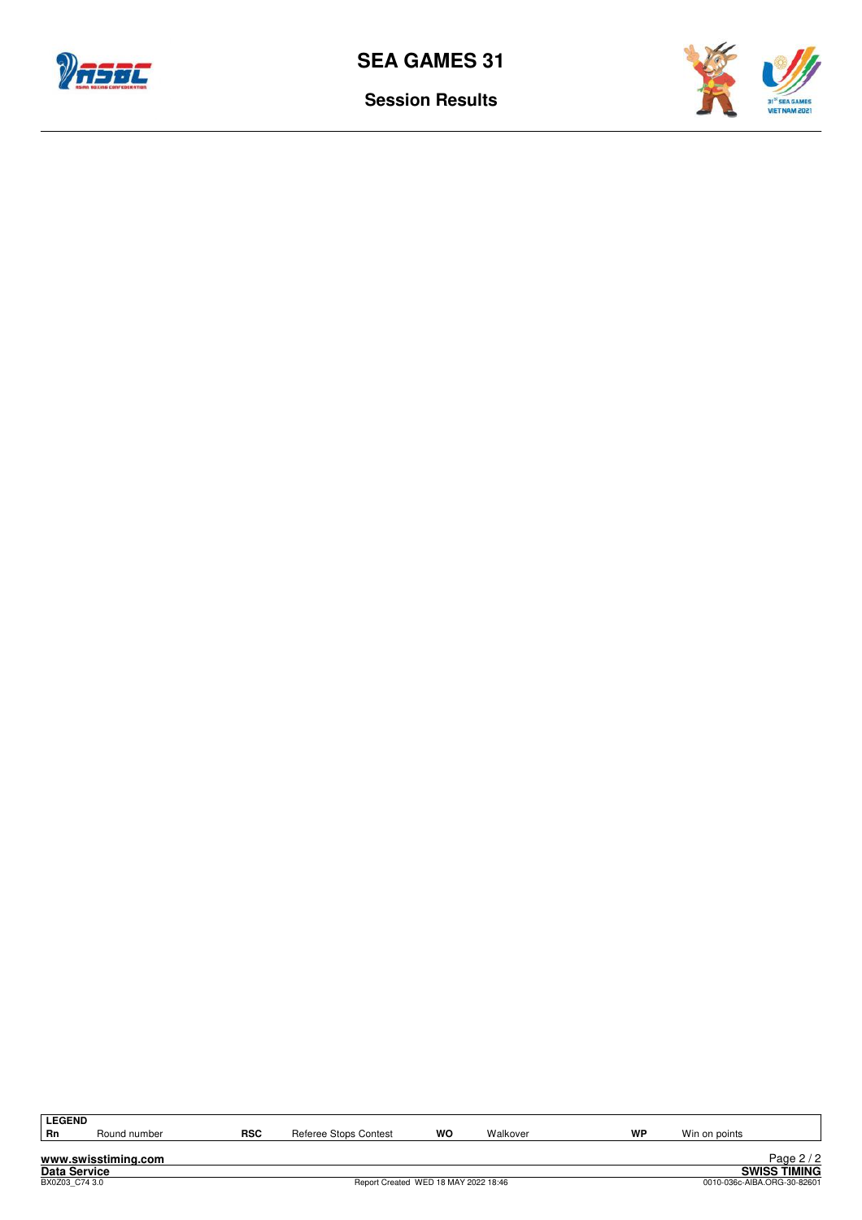**LEGEND**

| Rn | Round number | RSC | Referee Stops Contest | WO | Walkover | WP | Win on points |
|---|---|---|---|---|---|---|---|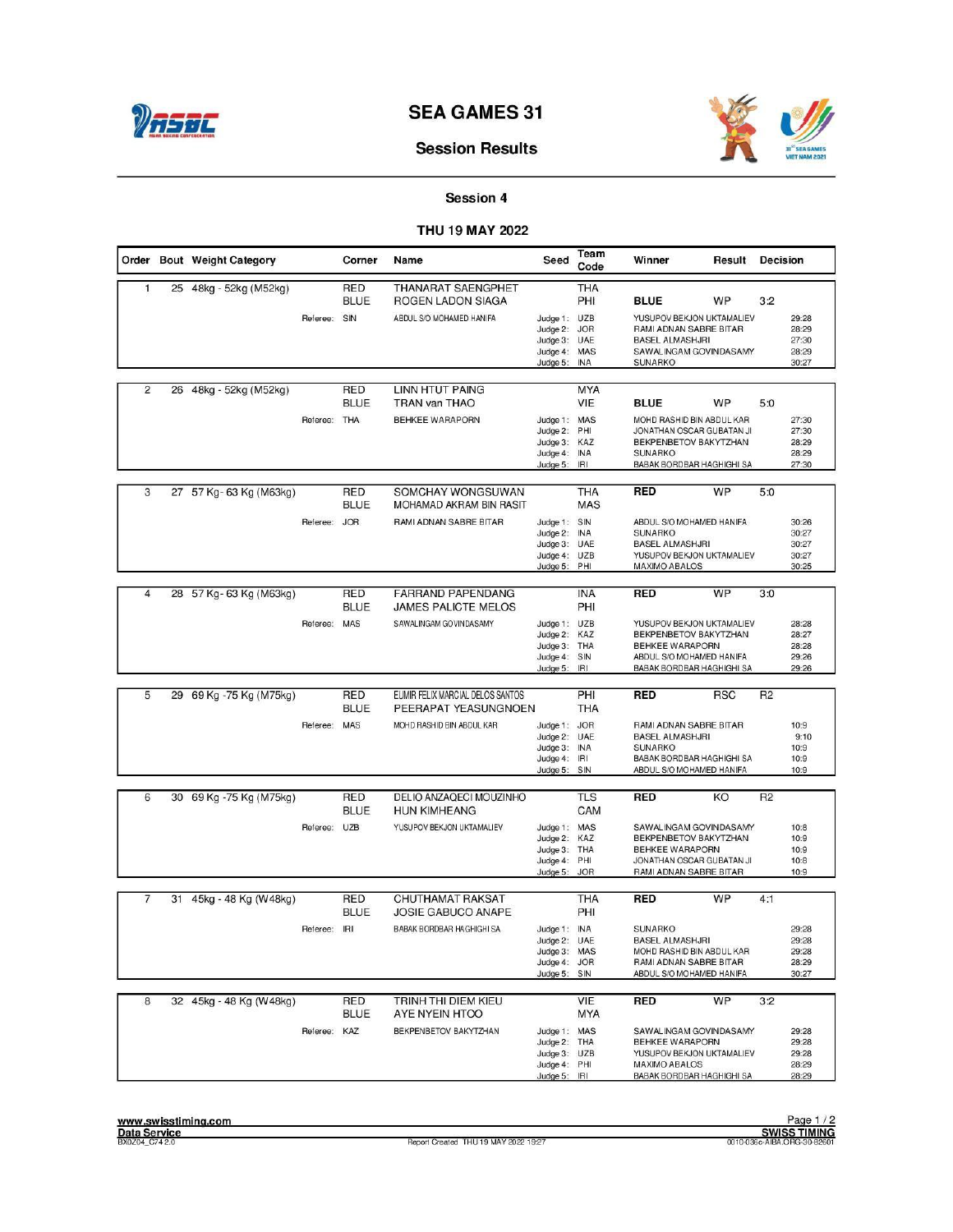# SEA GAMES 31

## Session Results

### Session 4

### THU 19 MAY 2022

| Order | Bout | Weight Category | Corner | Name | Seed | Team Code | Winner | Result | Decision |
|---|---|---|---|---|---|---|---|---|---|
| 1 | 25 | 48kg - 52kg (M52kg) | RED | THANARAT SAENGPHET | | THA | | | |
| | | | BLUE | ROGEN LADON SIAGA | | PHI | BLUE | WP | 3:2 |
| | | | Referee: SIN | ABDUL S/O MOHAMED HANIFA | Judge 1: | UZB | YUSUPOV BEKJON UKTAMALIEV | | 29:28 |
| | | | | | Judge 2: | JOR | RAMI ADNAN SABRE BITAR | | 28:29 |
| | | | | | Judge 3: | UAE | BASEL ALMASHJRI | | 27:30 |
| | | | | | Judge 4: | MAS | SAWALINGAM GOVINDASAMY | | 28:29 |
| | | | | | Judge 5: | INA | SUNARKO | | 30:27 |
| 2 | 26 | 48kg - 52kg (M52kg) | RED | LINN HTUT PAING | | MYA | | | |
| | | | BLUE | TRAN van THAO | | VIE | BLUE | WP | 5:0 |
| | | | Referee: THA | BEHKEE WARAPORN | Judge 1: | MAS | MOHD RASHID BIN ABDUL KAR | | 27:30 |
| | | | | | Judge 2: | PHI | JONATHAN OSCAR GUBATAN JI | | 27:30 |
| | | | | | Judge 3: | KAZ | BEKPENBETOV BAKYTZHAN | | 28:29 |
| | | | | | Judge 4: | INA | SUNARKO | | 28:29 |
| | | | | | Judge 5: | IRI | BABAK BORDBAR HAGHIGHI SA | | 27:30 |
| 3 | 27 | 57 Kg- 63 Kg (M63kg) | RED | SOMCHAY WONGSUWAN | | THA | RED | WP | 5:0 |
| | | | BLUE | MOHAMAD AKRAM BIN RASIT | | MAS | | | |
| | | | Referee: JOR | RAMI ADNAN SABRE BITAR | Judge 1: | SIN | ABDUL S/O MOHAMED HANIFA | | 30:26 |
| | | | | | Judge 2: | INA | SUNARKO | | 30:27 |
| | | | | | Judge 3: | UAE | BASEL ALMASHJRI | | 30:27 |
| | | | | | Judge 4: | UZB | YUSUPOV BEKJON UKTAMALIEV | | 30:27 |
| | | | | | Judge 5: | PHI | MAXIMO ABALOS | | 30:25 |
| 4 | 28 | 57 Kg- 63 Kg (M63kg) | RED | FARRAND PAPENDANG | | INA | RED | WP | 3:0 |
| | | | BLUE | JAMES PALICTE MELOS | | PHI | | | |
| | | | Referee: MAS | SAWALINGAM GOVINDASAMY | Judge 1: | UZB | YUSUPOV BEKJON UKTAMALIEV | | 28:28 |
| | | | | | Judge 2: | KAZ | BEKPENBETOV BAKYTZHAN | | 28:27 |
| | | | | | Judge 3: | THA | BEHKEE WARAPORN | | 28:28 |
| | | | | | Judge 4: | SIN | ABDUL S/O MOHAMED HANIFA | | 29:26 |
| | | | | | Judge 5: | IRI | BABAK BORDBAR HAGHIGHI SA | | 29:26 |
| 5 | 29 | 69 Kg -75 Kg (M75kg) | RED | EUMIR FELIX MARCIAL DELOS SANTOS | | PHI | RED | RSC | R2 |
| | | | BLUE | PEERAPAT YEASUNGNOEN | | THA | | | |
| | | | Referee: MAS | MOHD RASHID BIN ABDUL KAR | Judge 1: | JOR | RAMI ADNAN SABRE BITAR | | 10:9 |
| | | | | | Judge 2: | UAE | BASEL ALMASHJRI | | 9:10 |
| | | | | | Judge 3: | INA | SUNARKO | | 10:9 |
| | | | | | Judge 4: | IRI | BABAK BORDBAR HAGHIGHI SA | | 10:9 |
| | | | | | Judge 5: | SIN | ABDUL S/O MOHAMED HANIFA | | 10:9 |
| 6 | 30 | 69 Kg -75 Kg (M75kg) | RED | DELIO ANZAQECI MOUZINHO | | TLS | RED | KO | R2 |
| | | | BLUE | HUN KIMHEANG | | CAM | | | |
| | | | Referee: UZB | YUSUPOV BEKJON UKTAMALIEV | Judge 1: | MAS | SAWALINGAM GOVINDASAMY | | 10:8 |
| | | | | | Judge 2: | KAZ | BEKPENBETOV BAKYTZHAN | | 10:9 |
| | | | | | Judge 3: | THA | BEHKEE WARAPORN | | 10:9 |
| | | | | | Judge 4: | PHI | JONATHAN OSCAR GUBATAN JI | | 10:8 |
| | | | | | Judge 5: | JOR | RAMI ADNAN SABRE BITAR | | 10:9 |
| 7 | 31 | 45kg - 48 Kg (W48kg) | RED | CHUTHAMAT RAKSAT | | THA | RED | WP | 4:1 |
| | | | BLUE | JOSIE GABUCO ANAPE | | PHI | | | |
| | | | Referee: IRI | BABAK BORDBAR HAGHIGHI SA | Judge 1: | INA | SUNARKO | | 29:28 |
| | | | | | Judge 2: | UAE | BASEL ALMASHJRI | | 29:28 |
| | | | | | Judge 3: | MAS | MOHD RASHID BIN ABDUL KAR | | 29:28 |
| | | | | | Judge 4: | JOR | RAMI ADNAN SABRE BITAR | | 28:29 |
| | | | | | Judge 5: | SIN | ABDUL S/O MOHAMED HANIFA | | 30:27 |
| 8 | 32 | 45kg - 48 Kg (W48kg) | RED | TRINH THI DIEM KIEU | | VIE | RED | WP | 3:2 |
| | | | BLUE | AYE NYEIN HTOO | | MYA | | | |
| | | | Referee: KAZ | BEKPENBETOV BAKYTZHAN | Judge 1: | MAS | SAWALINGAM GOVINDASAMY | | 29:28 |
| | | | | | Judge 2: | THA | BEHKEE WARAPORN | | 29:28 |
| | | | | | Judge 3: | UZB | YUSUPOV BEKJON UKTAMALIEV | | 29:28 |
| | | | | | Judge 4: | PHI | MAXIMO ABALOS | | 28:29 |
| | | | | | Judge 5: | IRI | BABAK BORDBAR HAGHIGHI SA | | 28:29 |

www.swisstiming.com
Data Service
BX0Z04_C74 2.0

Report Created THU 19 MAY 2022 19:27

SWISS TIMING
0010-036c-AIBA.ORG-30-82601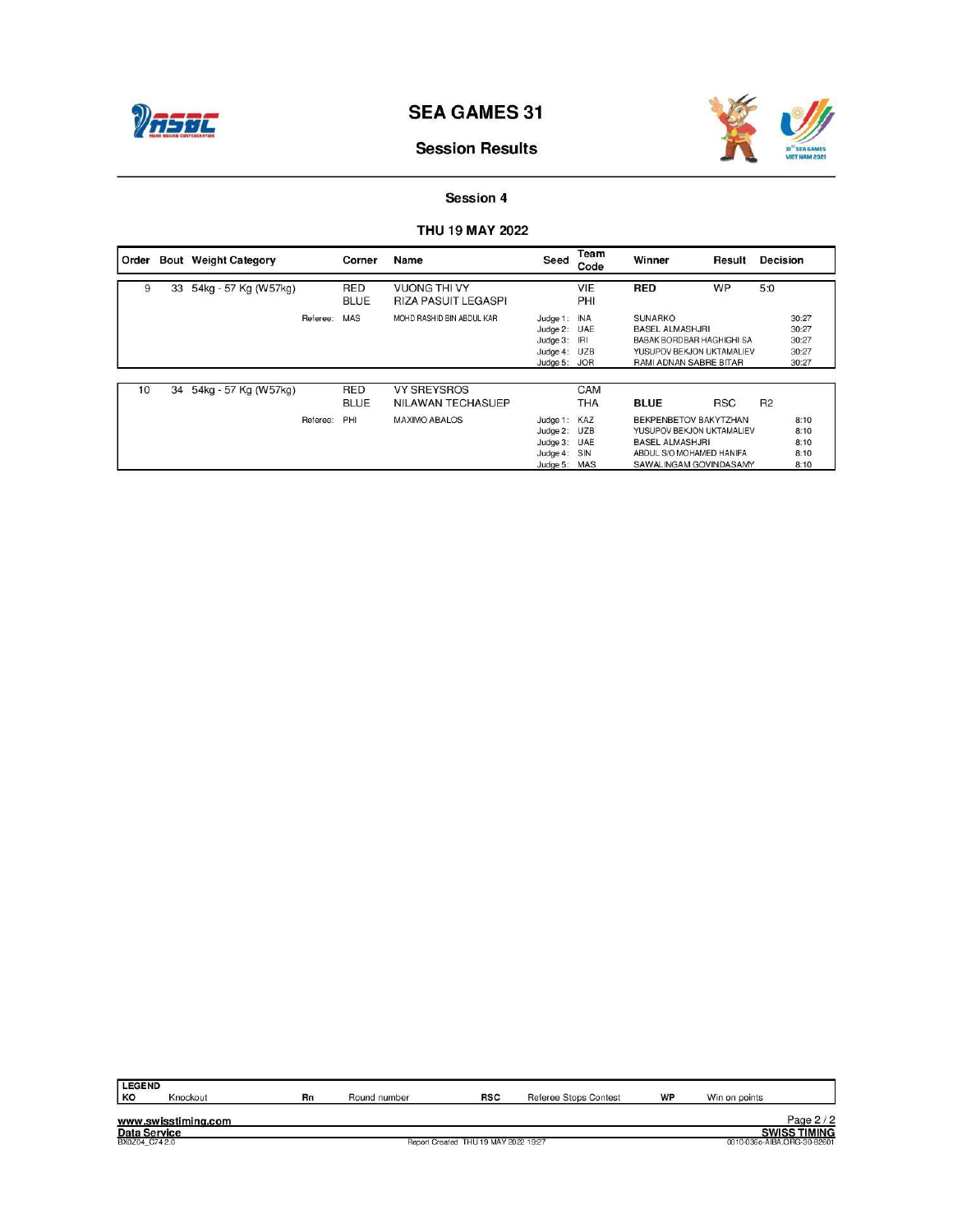# SEA GAMES 31

## Session Results

### Session 4

### THU 19 MAY 2022

| Order | Bout | Weight Category | Corner | Name | Seed | Team Code | Winner | Result | Decision |
|---|---|---|---|---|---|---|---|---|---|
| 9 | 33 | 54kg - 57 Kg (W57kg) | RED | VUONG THI VY | | VIE | RED | WP | 5:0 |
| | | | BLUE | RIZA PASUIT LEGASPI | | PHI | | | |
| | | Referee: | MAS | MOHD RASHID BIN ABDUL KAR | Judge 1: | INA | SUNARKO | | 30:27 |
| | | | | | Judge 2: | UAE | BASEL ALMASHJRI | | 30:27 |
| | | | | | Judge 3: | IRI | BABAK BORDBAR HAGHIGHI SA | | 30:27 |
| | | | | | Judge 4: | UZB | YUSUPOV BEKJON UKTAMALIEV | | 30:27 |
| | | | | | Judge 5: | JOR | RAMI ADNAN SABRE BITAR | | 30:27 |
| 10 | 34 | 54kg - 57 Kg (W57kg) | RED | VY SREYSROS | | CAM | | | |
| | | | BLUE | NILAWAN TECHASUEP | | THA | BLUE | RSC | R2 |
| | | Referee: | PHI | MAXIMO ABALOS | Judge 1: | KAZ | BEKPENBETOV BAKYTZHAN | | 8:10 |
| | | | | | Judge 2: | UZB | YUSUPOV BEKJON UKTAMALIEV | | 8:10 |
| | | | | | Judge 3: | UAE | BASEL ALMASHJRI | | 8:10 |
| | | | | | Judge 4: | SIN | ABDUL S/O MOHAMED HANIFA | | 8:10 |
| | | | | | Judge 5: | MAS | SAWALINGAM GOVINDASAMY | | 8:10 |

| LEGEND | | | | | | | |
|---|---|---|---|---|---|---|---|
| KO | Knockout | Rn | Round number | RSC | Referee Stops Contest | WP | Win on points |

www.swisstiming.com
Data Service
BX0Z04_C74 2.0

Report Created THU 19 MAY 2022 19:27

SWISS TIMING
0010-036c-AIBA.ORG-30-82601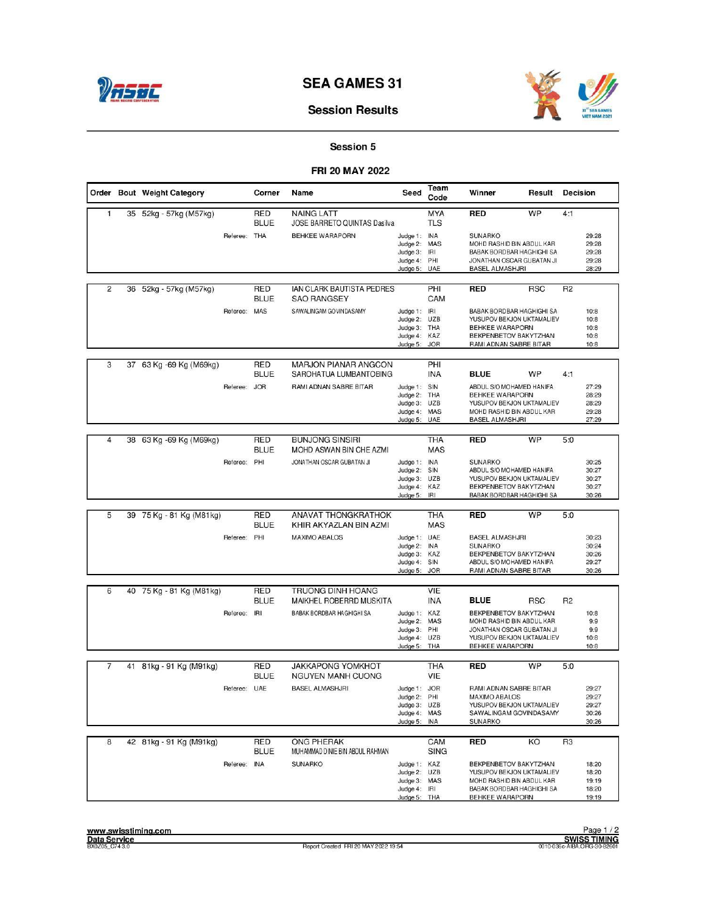# SEA GAMES 31

## Session Results

### Session 5

### FRI 20 MAY 2022

| Order | Bout | Weight Category | Corner | Name | Seed | Team Code | Winner | Result | Decision |
|---|---|---|---|---|---|---|---|---|---|
| 1 | 35 | 52kg - 57kg (M57kg) | RED | NAING LATT | | MYA | RED | WP | 4:1 |
| | | | BLUE | JOSE BARRETO QUINTAS Dasilva | | TLS | | | |
| | | Referee: | THA | BEHKEE WARAPORN | Judge 1: | INA | SUNARKO | | 29:28 |
| | | | | | Judge 2: | MAS | MOHD RASHID BIN ABDUL KAR | | 29:28 |
| | | | | | Judge 3: | IRI | BABAK BORDBAR HAGHIGHI SA | | 29:28 |
| | | | | | Judge 4: | PHI | JONATHAN OSCAR GUBATAN JI | | 29:28 |
| | | | | | Judge 5: | UAE | BASEL ALMASHJRI | | 28:29 |
| 2 | 36 | 52kg - 57kg (M57kg) | RED | IAN CLARK BAUTISTA PEDRES | | PHI | RED | RSC | R2 |
| | | | BLUE | SAO RANGSEY | | CAM | | | |
| | | Referee: | MAS | SAWALINGAM GOVINDASAMY | Judge 1: | IRI | BABAK BORDBAR HAGHIGHI SA | | 10:8 |
| | | | | | Judge 2: | UZB | YUSUPOV BEKJON UKTAMALIEV | | 10:8 |
| | | | | | Judge 3: | THA | BEHKEE WARAPORN | | 10:8 |
| | | | | | Judge 4: | KAZ | BEKPENBETOV BAKYTZHAN | | 10:8 |
| | | | | | Judge 5: | JOR | RAMI ADNAN SABRE BITAR | | 10:8 |
| 3 | 37 | 63 Kg -69 Kg (M69kg) | RED | MARJON PIANAR ANGCON | | PHI | | | |
| | | | BLUE | SAROHATUA LUMBANTOBING | | INA | BLUE | WP | 4:1 |
| | | Referee: | JOR | RAMI ADNAN SABRE BITAR | Judge 1: | SIN | ABDUL S/O MOHAMED HANIFA | | 27:29 |
| | | | | | Judge 2: | THA | BEHKEE WARAPORN | | 28:29 |
| | | | | | Judge 3: | UZB | YUSUPOV BEKJON UKTAMALIEV | | 28:29 |
| | | | | | Judge 4: | MAS | MOHD RASHID BIN ABDUL KAR | | 29:28 |
| | | | | | Judge 5: | UAE | BASEL ALMASHJRI | | 27:29 |
| 4 | 38 | 63 Kg -69 Kg (M69kg) | RED | BUNJONG SINSIRI | | THA | RED | WP | 5:0 |
| | | | BLUE | MOHD ASWAN BIN CHE AZMI | | MAS | | | |
| | | Referee: | PHI | JONATHAN OSCAR GUBATAN JI | Judge 1: | INA | SUNARKO | | 30:25 |
| | | | | | Judge 2: | SIN | ABDUL S/O MOHAMED HANIFA | | 30:27 |
| | | | | | Judge 3: | UZB | YUSUPOV BEKJON UKTAMALIEV | | 30:27 |
| | | | | | Judge 4: | KAZ | BEKPENBETOV BAKYTZHAN | | 30:27 |
| | | | | | Judge 5: | IRI | BABAK BORDBAR HAGHIGHI SA | | 30:26 |
| 5 | 39 | 75 Kg - 81 Kg (M81kg) | RED | ANAVAT THONGKRATHOK | | THA | RED | WP | 5:0 |
| | | | BLUE | KHIR AKYAZLAN BIN AZMI | | MAS | | | |
| | | Referee: | PHI | MAXIMO ABALOS | Judge 1: | UAE | BASEL ALMASHJRI | | 30:23 |
| | | | | | Judge 2: | INA | SUNARKO | | 30:24 |
| | | | | | Judge 3: | KAZ | BEKPENBETOV BAKYTZHAN | | 30:26 |
| | | | | | Judge 4: | SIN | ABDUL S/O MOHAMED HANIFA | | 29:27 |
| | | | | | Judge 5: | JOR | RAMI ADNAN SABRE BITAR | | 30:26 |
| 6 | 40 | 75 Kg - 81 Kg (M81kg) | RED | TRUONG DINH HOANG | | VIE | | | |
| | | | BLUE | MAIKHEL ROBERRD MUSKITA | | INA | BLUE | RSC | R2 |
| | | Referee: | IRI | BABAK BORDBAR HAGHIGHI SA | Judge 1: | KAZ | BEKPENBETOV BAKYTZHAN | | 10:8 |
| | | | | | Judge 2: | MAS | MOHD RASHID BIN ABDUL KAR | | 9:9 |
| | | | | | Judge 3: | PHI | JONATHAN OSCAR GUBATAN JI | | 9:9 |
| | | | | | Judge 4: | UZB | YUSUPOV BEKJON UKTAMALIEV | | 10:8 |
| | | | | | Judge 5: | THA | BEHKEE WARAPORN | | 10:8 |
| 7 | 41 | 81kg - 91 Kg (M91kg) | RED | JAKKAPONG YOMKHOT | | THA | RED | WP | 5:0 |
| | | | BLUE | NGUYEN MANH CUONG | | VIE | | | |
| | | Referee: | UAE | BASEL ALMASHJRI | Judge 1: | JOR | RAMI ADNAN SABRE BITAR | | 29:27 |
| | | | | | Judge 2: | PHI | MAXIMO ABALOS | | 29:27 |
| | | | | | Judge 3: | UZB | YUSUPOV BEKJON UKTAMALIEV | | 29:27 |
| | | | | | Judge 4: | MAS | SAWALINGAM GOVINDASAMY | | 30:26 |
| | | | | | Judge 5: | INA | SUNARKO | | 30:26 |
| 8 | 42 | 81kg - 91 Kg (M91kg) | RED | ONG PHERAK | | CAM | RED | KO | R3 |
| | | | BLUE | MUHAMMAD DINIE BIN ABDUL RAHMAN | | SING | | | |
| | | Referee: | INA | SUNARKO | Judge 1: | KAZ | BEKPENBETOV BAKYTZHAN | | 18:20 |
| | | | | | Judge 2: | UZB | YUSUPOV BEKJON UKTAMALIEV | | 18:20 |
| | | | | | Judge 3: | MAS | MOHD RASHID BIN ABDUL KAR | | 19:19 |
| | | | | | Judge 4: | IRI | BABAK BORDBAR HAGHIGHI SA | | 18:20 |
| | | | | | Judge 5: | THA | BEHKEE WARAPORN | | 19:19 |

www.swisstiming.com
Data Service
BX0Z05_C74 3.0

Report Created FRI 20 MAY 2022 19:54

SWISS TIMING
0010-036c-AIBA.ORG-30-82601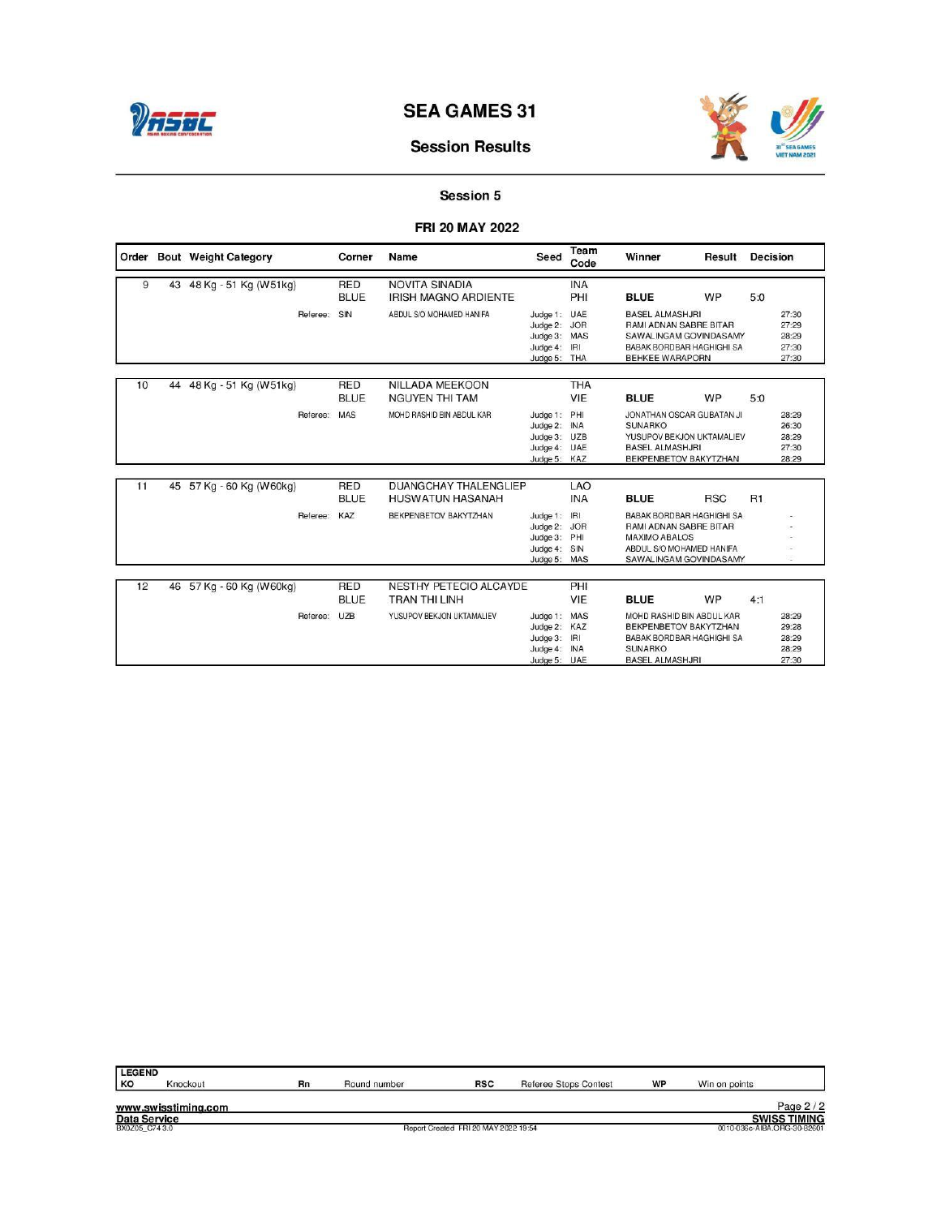# SEA GAMES 31

## Session Results

### Session 5

### FRI 20 MAY 2022

| Order | Bout | Weight Category | Corner | Name | Seed | Team Code | Winner | Result | Decision |
|---|---|---|---|---|---|---|---|---|---|
| 9 | 43 | 48 Kg - 51 Kg (W51kg) | RED | NOVITA SINADIA | | INA | | | |
| | | | BLUE | IRISH MAGNO ARDIENTE | | PHI | BLUE | WP | 5:0 |
| | | | Referee: SIN | ABDUL S/O MOHAMED HANIFA | Judge 1: | UAE | BASEL ALMASHJRI | | 27:30 |
| | | | | | Judge 2: | JOR | RAMI ADNAN SABRE BITAR | | 27:29 |
| | | | | | Judge 3: | MAS | SAWALINGAM GOVINDASAMY | | 28:29 |
| | | | | | Judge 4: | IRI | BABAK BORDBAR HAGHIGHI SA | | 27:30 |
| | | | | | Judge 5: | THA | BEHKEE WARAPORN | | 27:30 |
| 10 | 44 | 48 Kg - 51 Kg (W51kg) | RED | NILLADA MEEKOON | | THA | | | |
| | | | BLUE | NGUYEN THI TAM | | VIE | BLUE | WP | 5:0 |
| | | | Referee: MAS | MOHD RASHID BIN ABDUL KAR | Judge 1: | PHI | JONATHAN OSCAR GUBATAN JI | | 28:29 |
| | | | | | Judge 2: | INA | SUNARKO | | 26:30 |
| | | | | | Judge 3: | UZB | YUSUPOV BEKJON UKTAMALIEV | | 28:29 |
| | | | | | Judge 4: | UAE | BASEL ALMASHJRI | | 27:30 |
| | | | | | Judge 5: | KAZ | BEKPENBETOV BAKYTZHAN | | 28:29 |
| 11 | 45 | 57 Kg - 60 Kg (W60kg) | RED | DUANGCHAY THALENGLIEP | | LAO | | | |
| | | | BLUE | HUSWATUN HASANAH | | INA | BLUE | RSC | R1 |
| | | | Referee: KAZ | BEKPENBETOV BAKYTZHAN | Judge 1: | IRI | BABAK BORDBAR HAGHIGHI SA | | - |
| | | | | | Judge 2: | JOR | RAMI ADNAN SABRE BITAR | | - |
| | | | | | Judge 3: | PHI | MAXIMO ABALOS | | - |
| | | | | | Judge 4: | SIN | ABDUL S/O MOHAMED HANIFA | | - |
| | | | | | Judge 5: | MAS | SAWALINGAM GOVINDASAMY | | - |
| 12 | 46 | 57 Kg - 60 Kg (W60kg) | RED | NESTHY PETECIO ALCAYDE | | PHI | | | |
| | | | BLUE | TRAN THI LINH | | VIE | BLUE | WP | 4:1 |
| | | | Referee: UZB | YUSUPOV BEKJON UKTAMALIEV | Judge 1: | MAS | MOHD RASHID BIN ABDUL KAR | | 28:29 |
| | | | | | Judge 2: | KAZ | BEKPENBETOV BAKYTZHAN | | 29:28 |
| | | | | | Judge 3: | IRI | BABAK BORDBAR HAGHIGHI SA | | 28:29 |
| | | | | | Judge 4: | INA | SUNARKO | | 28:29 |
| | | | | | Judge 5: | UAE | BASEL ALMASHJRI | | 27:30 |

| LEGEND | | | | | | | |
|---|---|---|---|---|---|---|---|
| KO | Knockout | Rn | Round number | RSC | Referee Stops Contest | WP | Win on points |

www.swisstiming.com

Data Service

BX0Z05_C74 3.0

Report Created FRI 20 MAY 2022 19:54

SWISS TIMING

0010-036c-AIBA.ORG-30-82601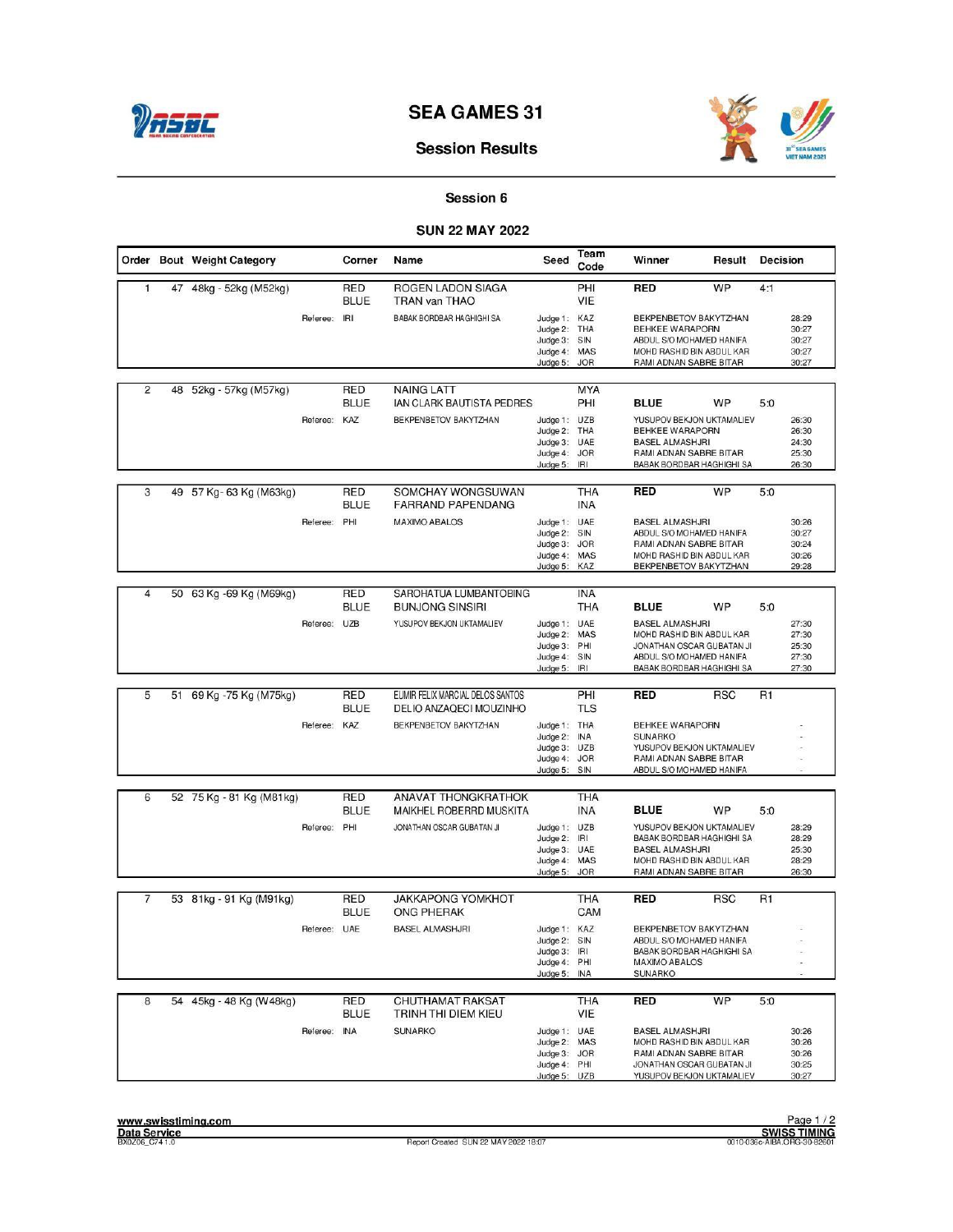# SEA GAMES 31

## Session Results

### Session 6

### SUN 22 MAY 2022

| Order | Bout | Weight Category | Corner | Name | Seed | Team Code | Winner | Result | Decision |
|---|---|---|---|---|---|---|---|---|---|
| 1 | 47 | 48kg - 52kg (M52kg) | RED | ROGEN LADON SIAGA | | PHI | RED | WP | 4:1 |
| | | | BLUE | TRAN van THAO | | VIE | | | |
| | | | Referee: IRI | BABAK BORDBAR HAGHIGHI SA | Judge 1: | KAZ | BEKPENBETOV BAKYTZHAN | | 28:29 |
| | | | | | Judge 2: | THA | BEHKEE WARAPORN | | 30:27 |
| | | | | | Judge 3: | SIN | ABDUL S/O MOHAMED HANIFA | | 30:27 |
| | | | | | Judge 4: | MAS | MOHD RASHID BIN ABDUL KAR | | 30:27 |
| | | | | | Judge 5: | JOR | RAMI ADNAN SABRE BITAR | | 30:27 |
| 2 | 48 | 52kg - 57kg (M57kg) | RED | NAING LATT | | MYA | | | |
| | | | BLUE | IAN CLARK BAUTISTA PEDRES | | PHI | BLUE | WP | 5:0 |
| | | | Referee: KAZ | BEKPENBETOV BAKYTZHAN | Judge 1: | UZB | YUSUPOV BEKJON UKTAMALIEV | | 26:30 |
| | | | | | Judge 2: | THA | BEHKEE WARAPORN | | 26:30 |
| | | | | | Judge 3: | UAE | BASEL ALMASHJRI | | 24:30 |
| | | | | | Judge 4: | JOR | RAMI ADNAN SABRE BITAR | | 25:30 |
| | | | | | Judge 5: | IRI | BABAK BORDBAR HAGHIGHI SA | | 26:30 |
| 3 | 49 | 57 Kg- 63 Kg (M63kg) | RED | SOMCHAY WONGSUWAN | | THA | RED | WP | 5:0 |
| | | | BLUE | FARRAND PAPENDANG | | INA | | | |
| | | | Referee: PHI | MAXIMO ABALOS | Judge 1: | UAE | BASEL ALMASHJRI | | 30:26 |
| | | | | | Judge 2: | SIN | ABDUL S/O MOHAMED HANIFA | | 30:27 |
| | | | | | Judge 3: | JOR | RAMI ADNAN SABRE BITAR | | 30:24 |
| | | | | | Judge 4: | MAS | MOHD RASHID BIN ABDUL KAR | | 30:26 |
| | | | | | Judge 5: | KAZ | BEKPENBETOV BAKYTZHAN | | 29:28 |
| 4 | 50 | 63 Kg -69 Kg (M69kg) | RED | SAROHATUA LUMBANTOBING | | INA | | | |
| | | | BLUE | BUNJONG SINSIRI | | THA | BLUE | WP | 5:0 |
| | | | Referee: UZB | YUSUPOV BEKJON UKTAMALIEV | Judge 1: | UAE | BASEL ALMASHJRI | | 27:30 |
| | | | | | Judge 2: | MAS | MOHD RASHID BIN ABDUL KAR | | 27:30 |
| | | | | | Judge 3: | PHI | JONATHAN OSCAR GUBATAN JI | | 25:30 |
| | | | | | Judge 4: | SIN | ABDUL S/O MOHAMED HANIFA | | 27:30 |
| | | | | | Judge 5: | IRI | BABAK BORDBAR HAGHIGHI SA | | 27:30 |
| 5 | 51 | 69 Kg -75 Kg (M75kg) | RED | EUMIR FELIX MARCIAL DELOS SANTOS | | PHI | RED | RSC | R1 |
| | | | BLUE | DELIO ANZAQECI MOUZINHO | | TLS | | | |
| | | | Referee: KAZ | BEKPENBETOV BAKYTZHAN | Judge 1: | THA | BEHKEE WARAPORN | | - |
| | | | | | Judge 2: | INA | SUNARKO | | - |
| | | | | | Judge 3: | UZB | YUSUPOV BEKJON UKTAMALIEV | | - |
| | | | | | Judge 4: | JOR | RAMI ADNAN SABRE BITAR | | - |
| | | | | | Judge 5: | SIN | ABDUL S/O MOHAMED HANIFA | | - |
| 6 | 52 | 75 Kg - 81 Kg (M81kg) | RED | ANAVAT THONGKRATHOK | | THA | | | |
| | | | BLUE | MAIKHEL ROBERRD MUSKITA | | INA | BLUE | WP | 5:0 |
| | | | Referee: PHI | JONATHAN OSCAR GUBATAN JI | Judge 1: | UZB | YUSUPOV BEKJON UKTAMALIEV | | 28:29 |
| | | | | | Judge 2: | IRI | BABAK BORDBAR HAGHIGHI SA | | 28:29 |
| | | | | | Judge 3: | UAE | BASEL ALMASHJRI | | 25:30 |
| | | | | | Judge 4: | MAS | MOHD RASHID BIN ABDUL KAR | | 28:29 |
| | | | | | Judge 5: | JOR | RAMI ADNAN SABRE BITAR | | 26:30 |
| 7 | 53 | 81kg - 91 Kg (M91kg) | RED | JAKKAPONG YOMKHOT | | THA | RED | RSC | R1 |
| | | | BLUE | ONG PHERAK | | CAM | | | |
| | | | Referee: UAE | BASEL ALMASHJRI | Judge 1: | KAZ | BEKPENBETOV BAKYTZHAN | | - |
| | | | | | Judge 2: | SIN | ABDUL S/O MOHAMED HANIFA | | - |
| | | | | | Judge 3: | IRI | BABAK BORDBAR HAGHIGHI SA | | - |
| | | | | | Judge 4: | PHI | MAXIMO ABALOS | | - |
| | | | | | Judge 5: | INA | SUNARKO | | - |
| 8 | 54 | 45kg - 48 Kg (W48kg) | RED | CHUTHAMAT RAKSAT | | THA | RED | WP | 5:0 |
| | | | BLUE | TRINH THI DIEM KIEU | | VIE | | | |
| | | | Referee: INA | SUNARKO | Judge 1: | UAE | BASEL ALMASHJRI | | 30:26 |
| | | | | | Judge 2: | MAS | MOHD RASHID BIN ABDUL KAR | | 30:26 |
| | | | | | Judge 3: | JOR | RAMI ADNAN SABRE BITAR | | 30:26 |
| | | | | | Judge 4: | PHI | JONATHAN OSCAR GUBATAN JI | | 30:25 |
| | | | | | Judge 5: | UZB | YUSUPOV BEKJON UKTAMALIEV | | 30:27 |

www.swisstiming.com
Data Service
BX0Z06_C74 1.0

Report Created SUN 22 MAY 2022 18:07

SWISS TIMING
0010-036c-AIBA.ORG-30-82601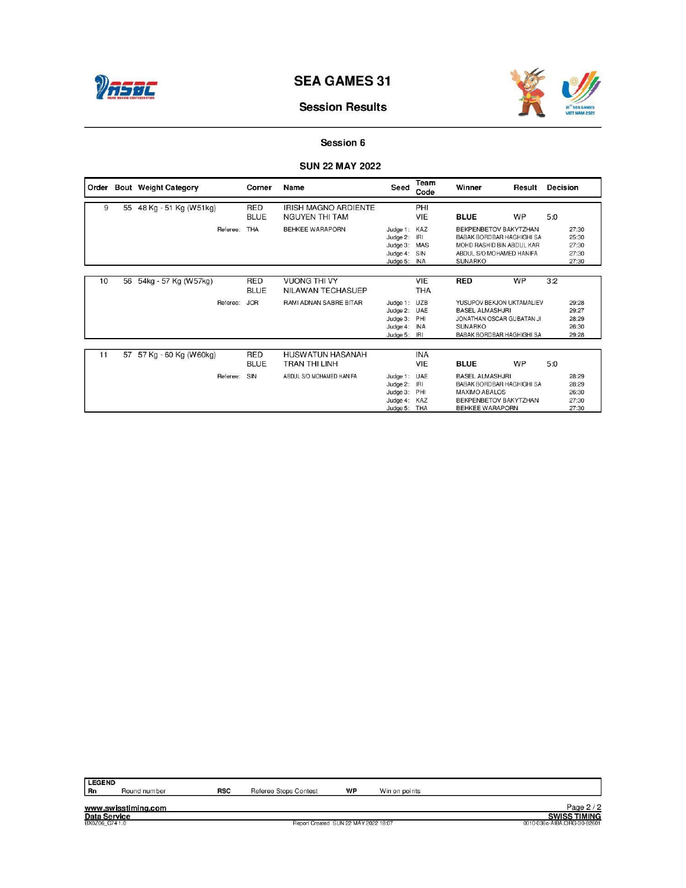# SEA GAMES 31

## Session Results

### Session 6

### SUN 22 MAY 2022

| Order | Bout | Weight Category | Corner | Name | Seed | Team Code | Winner | Result | Decision |
|---|---|---|---|---|---|---|---|---|---|
| 9 | 55 | 48 Kg - 51 Kg (W51kg) | RED | IRISH MAGNO ARDIENTE | | PHI | | | |
| | | | BLUE | NGUYEN THI TAM | | VIE | **BLUE** | WP | 5:0 |
| | | Referee: | THA | BEHKEE WARAPORN | Judge 1: | KAZ | BEKPENBETOV BAKYTZHAN | | 27:30 |
| | | | | | Judge 2: | IRI | BABAK BORDBAR HAGHIGHI SA | | 25:30 |
| | | | | | Judge 3: | MAS | MOHD RASHID BIN ABDUL KAR | | 27:30 |
| | | | | | Judge 4: | SIN | ABDUL S/O MOHAMED HANIFA | | 27:30 |
| | | | | | Judge 5: | INA | SUNARKO | | 27:30 |
| 10 | 56 | 54kg - 57 Kg (W57kg) | RED | VUONG THI VY | | VIE | **RED** | WP | 3:2 |
| | | | BLUE | NILAWAN TECHASUEP | | THA | | | |
| | | Referee: | JOR | RAMI ADNAN SABRE BITAR | Judge 1: | UZB | YUSUPOV BEKJON UKTAMALIEV | | 29:28 |
| | | | | | Judge 2: | UAE | BASEL ALMASHJRI | | 29:27 |
| | | | | | Judge 3: | PHI | JONATHAN OSCAR GUBATAN JI | | 28:29 |
| | | | | | Judge 4: | INA | SUNARKO | | 26:30 |
| | | | | | Judge 5: | IRI | BABAK BORDBAR HAGHIGHI SA | | 29:28 |
| 11 | 57 | 57 Kg - 60 Kg (W60kg) | RED | HUSWATUN HASANAH | | INA | | | |
| | | | BLUE | TRAN THI LINH | | VIE | **BLUE** | WP | 5:0 |
| | | Referee: | SIN | ABDUL S/O MOHAMED HANIFA | Judge 1: | UAE | BASEL ALMASHJRI | | 28:29 |
| | | | | | Judge 2: | IRI | BABAK BORDBAR HAGHIGHI SA | | 28:29 |
| | | | | | Judge 3: | PHI | MAXIMO ABALOS | | 26:30 |
| | | | | | Judge 4: | KAZ | BEKPENBETOV BAKYTZHAN | | 27:30 |
| | | | | | Judge 5: | THA | BEHKEE WARAPORN | | 27:30 |

| LEGEND | | | | | |
|---|---|---|---|---|---|
| Rn | Round number | RSC | Referee Stops Contest | WP | Win on points |